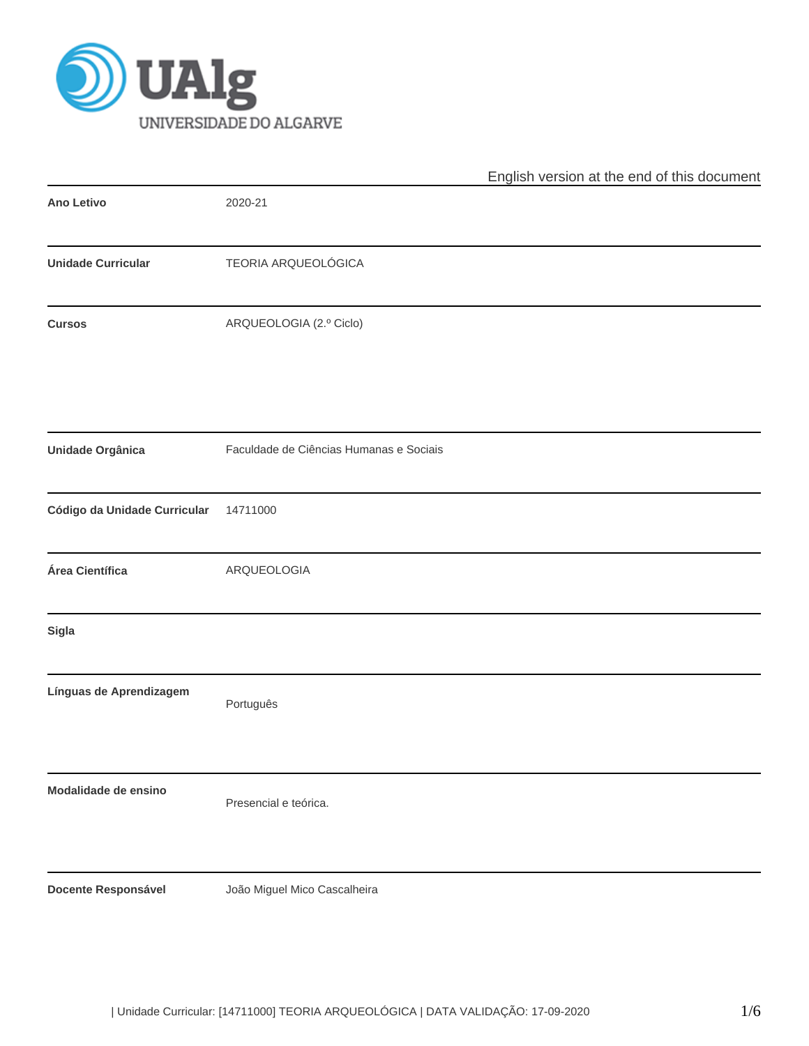UAlg

UNIVERSIDADE DO ALGARVE

English version at the end of this document

| | |
|---|---|
| **Ano Letivo** | 2020-21 |
| **Unidade Curricular** | TEORIA ARQUEOLÓGICA |
| **Cursos** | ARQUEOLOGIA (2.º Ciclo) |
| **Unidade Orgânica** | Faculdade de Ciências Humanas e Sociais |
| **Código da Unidade Curricular** | 14711000 |
| **Área Científica** | ARQUEOLOGIA |
| **Sigla** | |
| **Línguas de Aprendizagem** | Português |
| **Modalidade de ensino** | Presencial e teórica. |
| **Docente Responsável** | João Miguel Mico Cascalheira |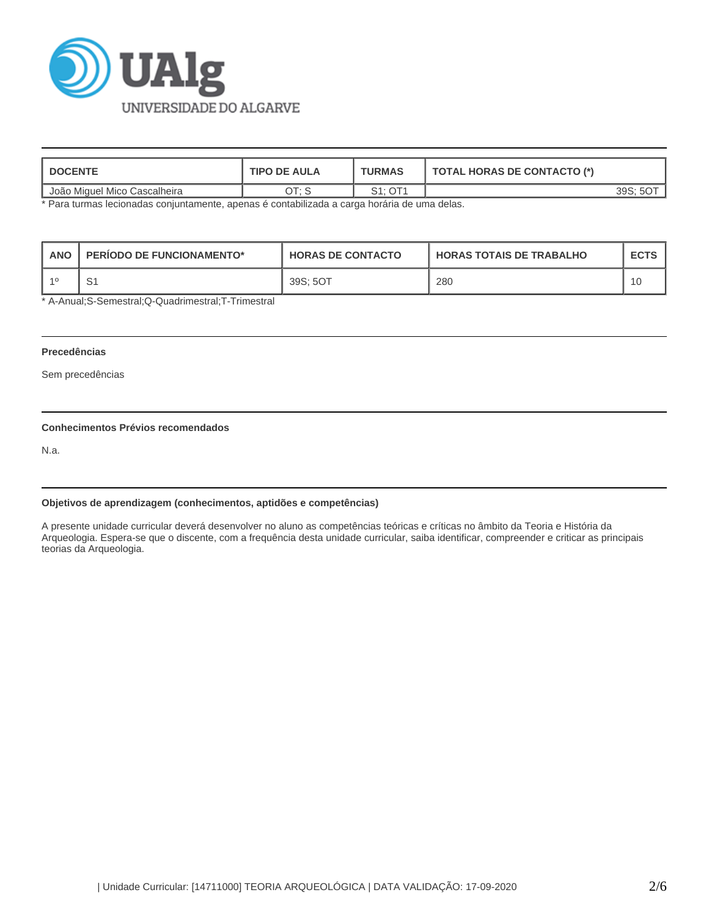| DOCENTE | TIPO DE AULA | TURMAS | TOTAL HORAS DE CONTACTO (*) |
|---|---|---|---|
| João Miguel Mico Cascalheira | OT; S | S1; OT1 | 39S; 5OT |

* Para turmas lecionadas conjuntamente, apenas é contabilizada a carga horária de uma delas.

| ANO | PERÍODO DE FUNCIONAMENTO* | HORAS DE CONTACTO | HORAS TOTAIS DE TRABALHO | ECTS |
|---|---|---|---|---|
| 1º | S1 | 39S; 5OT | 280 | 10 |

* A-Anual;S-Semestral;Q-Quadrimestral;T-Trimestral

### Precedências

Sem precedências

### Conhecimentos Prévios recomendados

N.a.

### Objetivos de aprendizagem (conhecimentos, aptidões e competências)

A presente unidade curricular deverá desenvolver no aluno as competências teóricas e críticas no âmbito da Teoria e História da Arqueologia. Espera-se que o discente, com a frequência desta unidade curricular, saiba identificar, compreender e criticar as principais teorias da Arqueologia.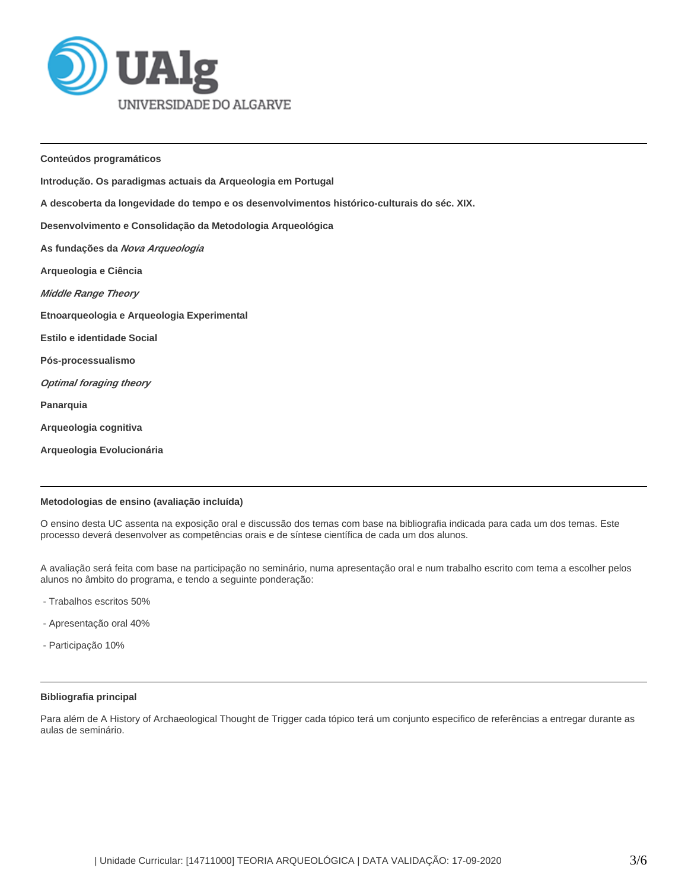**Conteúdos programáticos**

**Introdução. Os paradigmas actuais da Arqueologia em Portugal**

**A descoberta da longevidade do tempo e os desenvolvimentos histórico-culturais do séc. XIX.**

**Desenvolvimento e Consolidação da Metodologia Arqueológica**

**As fundações da *Nova Arqueologia***

**Arqueologia e Ciência**

***Middle Range Theory***

**Etnoarqueologia e Arqueologia Experimental**

**Estilo e identidade Social**

**Pós-processualismo**

***Optimal foraging theory***

**Panarquia**

**Arqueologia cognitiva**

**Arqueologia Evolucionária**

**Metodologias de ensino (avaliação incluída)**

O ensino desta UC assenta na exposição oral e discussão dos temas com base na bibliografia indicada para cada um dos temas. Este processo deverá desenvolver as competências orais e de síntese científica de cada um dos alunos.

A avaliação será feita com base na participação no seminário, numa apresentação oral e num trabalho escrito com tema a escolher pelos alunos no âmbito do programa, e tendo a seguinte ponderação:

- Trabalhos escritos 50%
- Apresentação oral 40%
- Participação 10%

**Bibliografia principal**

Para além de A History of Archaeological Thought de Trigger cada tópico terá um conjunto especifico de referências a entregar durante as aulas de seminário.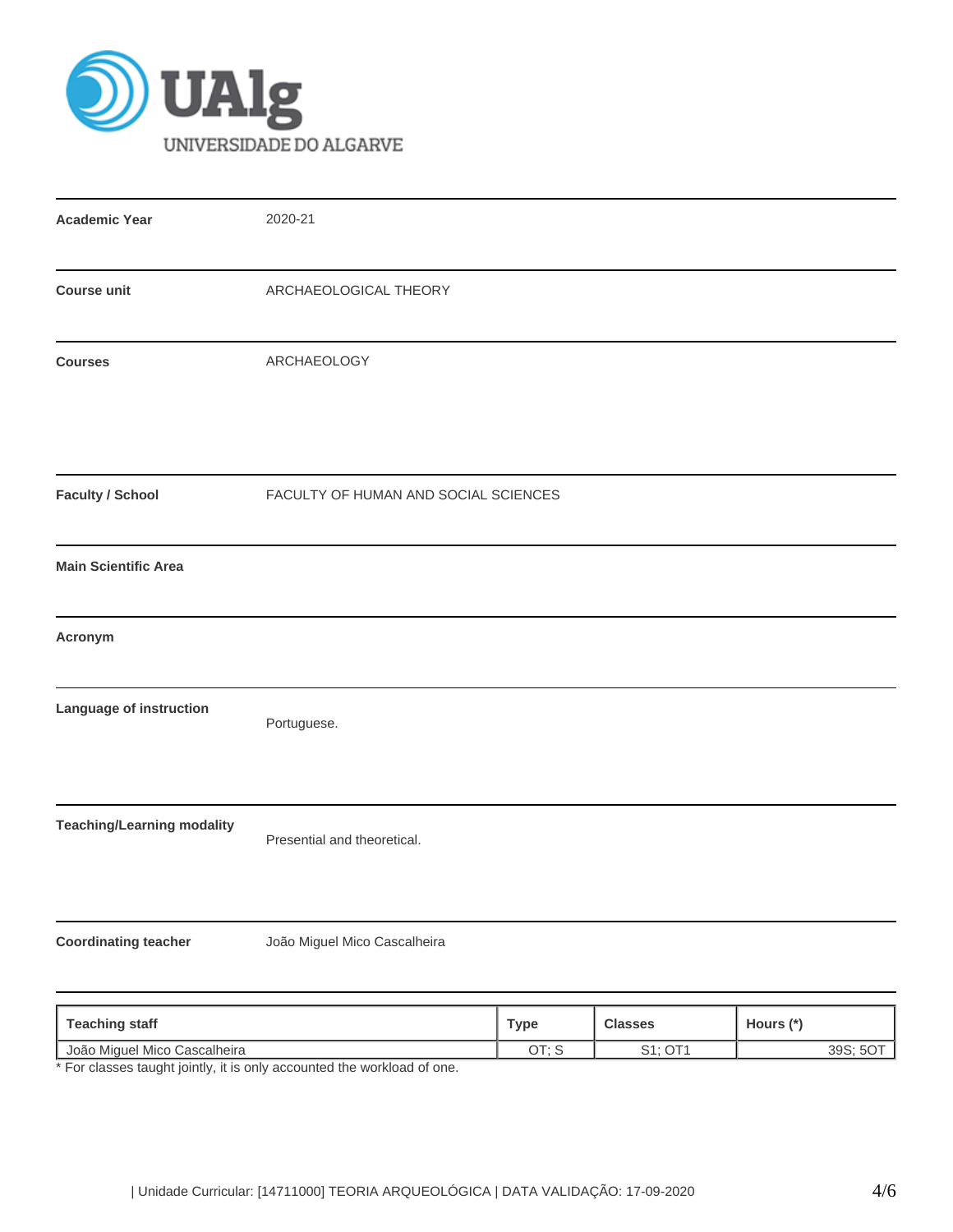UAlg
UNIVERSIDADE DO ALGARVE

| | |
|---|---|
| **Academic Year** | 2020-21 |
| **Course unit** | ARCHAEOLOGICAL THEORY |
| **Courses** | ARCHAEOLOGY |
| **Faculty / School** | FACULTY OF HUMAN AND SOCIAL SCIENCES |
| **Main Scientific Area** | |
| **Acronym** | |
| **Language of instruction** | Portuguese. |
| **Teaching/Learning modality** | Presential and theoretical. |
| **Coordinating teacher** | João Miguel Mico Cascalheira |

| Teaching staff | Type | Classes | Hours (*) |
|---|---|---|---|
| João Miguel Mico Cascalheira | OT; S | S1; OT1 | 39S; 5OT |

* For classes taught jointly, it is only accounted the workload of one.

| Unidade Curricular: [14711000] TEORIA ARQUEOLÓGICA | DATA VALIDAÇÃO: 17-09-2020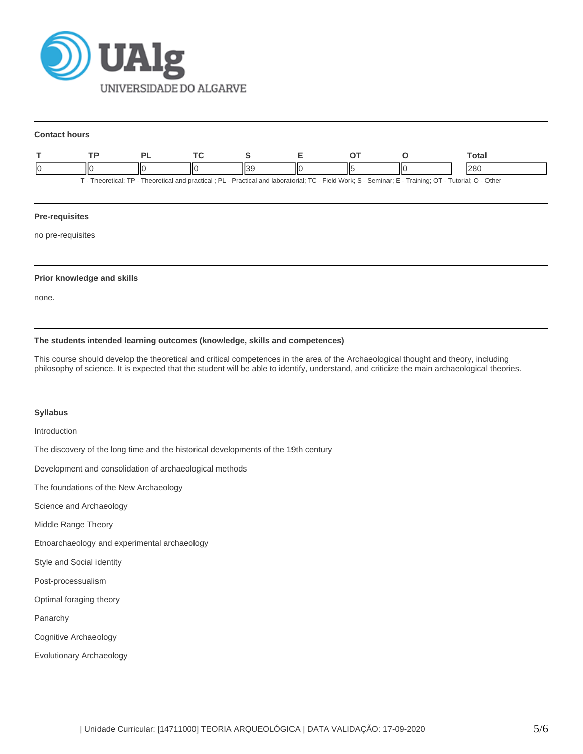## Contact hours

| T | TP | PL | TC | S | E | OT | O | Total |
|---|---|---|---|---|---|---|---|---|
| 0 | 0 | 0 | 0 | 39 | 0 | 5 | 0 | 280 |

T - Theoretical; TP - Theoretical and practical ; PL - Practical and laboratorial; TC - Field Work; S - Seminar; E - Training; OT - Tutorial; O - Other

## Pre-requisites

no pre-requisites

## Prior knowledge and skills

none.

## The students intended learning outcomes (knowledge, skills and competences)

This course should develop the theoretical and critical competences in the area of the Archaeological thought and theory, including philosophy of science. It is expected that the student will be able to identify, understand, and criticize the main archaeological theories.

## Syllabus

Introduction

The discovery of the long time and the historical developments of the 19th century

Development and consolidation of archaeological methods

The foundations of the New Archaeology

Science and Archaeology

Middle Range Theory

Etnoarchaeology and experimental archaeology

Style and Social identity

Post-processualism

Optimal foraging theory

Panarchy

Cognitive Archaeology

Evolutionary Archaeology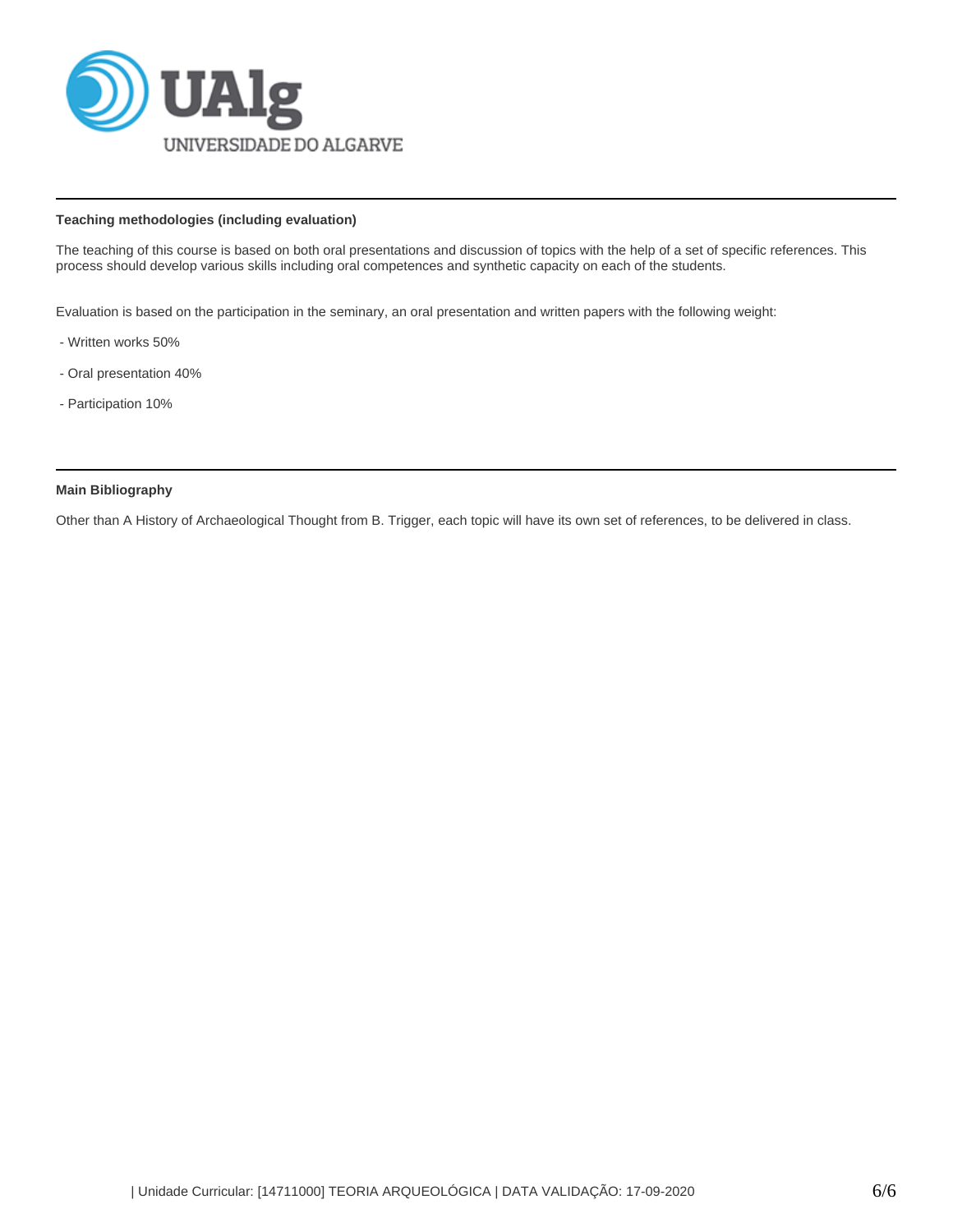**Teaching methodologies (including evaluation)**

The teaching of this course is based on both oral presentations and discussion of topics with the help of a set of specific references. This process should develop various skills including oral competences and synthetic capacity on each of the students.

Evaluation is based on the participation in the seminary, an oral presentation and written papers with the following weight:

- Written works 50%
- Oral presentation 40%
- Participation 10%

**Main Bibliography**

Other than A History of Archaeological Thought from B. Trigger, each topic will have its own set of references, to be delivered in class.